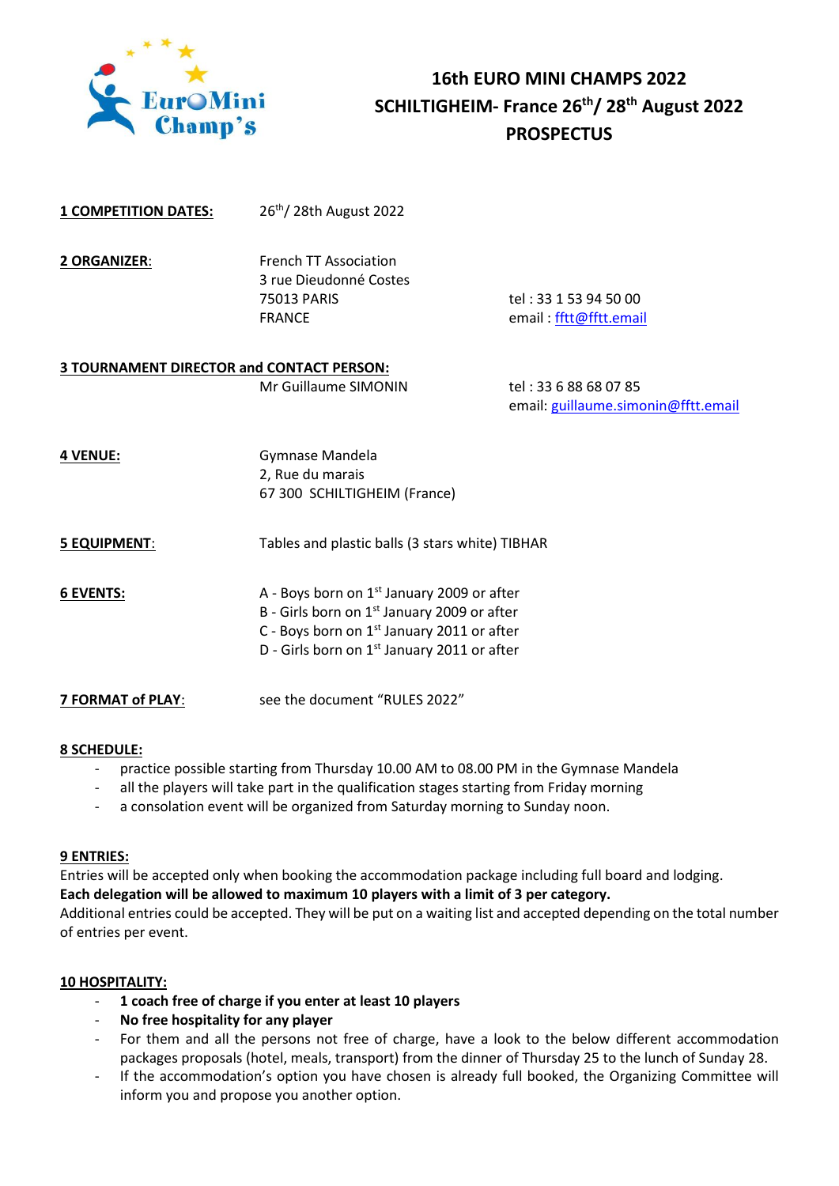# 16th EURO MINI CHAMPS 2022
# SCHILTIGHEIM- France 26th/ 28th August 2022
# PROSPECTUS

**1 COMPETITION DATES:** 26th/ 28th August 2022

**2 ORGANIZER:**
French TT Association
3 rue Dieudonné Costes
75013 PARIS
FRANCE
tel : 33 1 53 94 50 00
email : fftt@fftt.email

**3 TOURNAMENT DIRECTOR and CONTACT PERSON:**
Mr Guillaume SIMONIN
tel : 33 6 88 68 07 85
email: guillaume.simonin@fftt.email

**4 VENUE:**
Gymnase Mandela
2, Rue du marais
67 300 SCHILTIGHEIM (France)

**5 EQUIPMENT:** Tables and plastic balls (3 stars white) TIBHAR

**6 EVENTS:**
A - Boys born on 1st January 2009 or after
B - Girls born on 1st January 2009 or after
C - Boys born on 1st January 2011 or after
D - Girls born on 1st January 2011 or after

**7 FORMAT of PLAY:** see the document "RULES 2022"

**8 SCHEDULE:**

- practice possible starting from Thursday 10.00 AM to 08.00 PM in the Gymnase Mandela
- all the players will take part in the qualification stages starting from Friday morning
- a consolation event will be organized from Saturday morning to Sunday noon.

**9 ENTRIES:**
Entries will be accepted only when booking the accommodation package including full board and lodging.
**Each delegation will be allowed to maximum 10 players with a limit of 3 per category.**
Additional entries could be accepted. They will be put on a waiting list and accepted depending on the total number of entries per event.

**10 HOSPITALITY:**

- **1 coach free of charge if you enter at least 10 players**
- **No free hospitality for any player**
- For them and all the persons not free of charge, have a look to the below different accommodation packages proposals (hotel, meals, transport) from the dinner of Thursday 25 to the lunch of Sunday 28.
- If the accommodation's option you have chosen is already full booked, the Organizing Committee will inform you and propose you another option.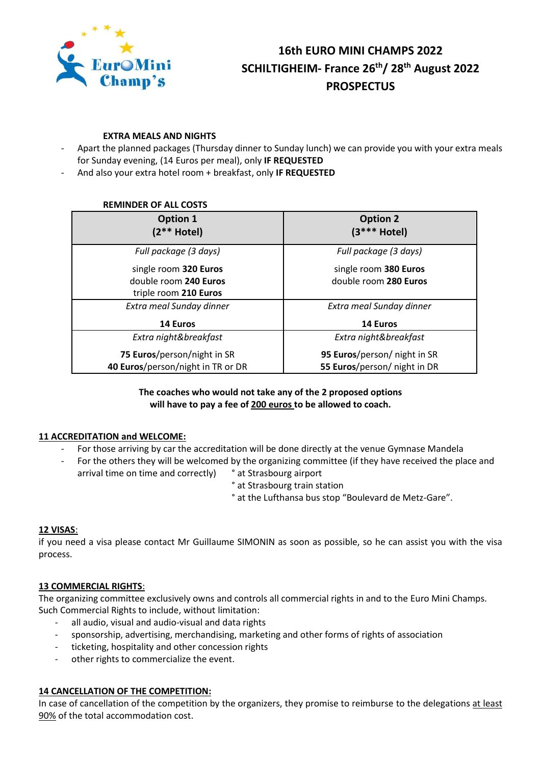# 16th EURO MINI CHAMPS 2022
# SCHILTIGHEIM- France 26$^{th}$/ 28$^{th}$ August 2022
# PROSPECTUS

**EXTRA MEALS AND NIGHTS**

- Apart the planned packages (Thursday dinner to Sunday lunch) we can provide you with your extra meals for Sunday evening, (14 Euros per meal), only **IF REQUESTED**
- And also your extra hotel room + breakfast, only **IF REQUESTED**

**REMINDER OF ALL COSTS**

| Option 1<br>(2** Hotel) | Option 2<br>(3*** Hotel) |
|---|---|
| *Full package (3 days)*<br>single room **320 Euros**<br>double room **240 Euros**<br>triple room **210 Euros** | *Full package (3 days)*<br>single room **380 Euros**<br>double room **280 Euros** |
| *Extra meal Sunday dinner*<br>**14 Euros** | *Extra meal Sunday dinner*<br>**14 Euros** |
| *Extra night&breakfast*<br>**75 Euros**/person/night in SR<br>**40 Euros**/person/night in TR or DR | *Extra night&breakfast*<br>**95 Euros**/person/ night in SR<br>**55 Euros**/person/ night in DR |

**The coaches who would not take any of the 2 proposed options will have to pay a fee of 200 euros to be allowed to coach.**

## 11 ACCREDITATION and WELCOME:

- For those arriving by car the accreditation will be done directly at the venue Gymnase Mandela
- For the others they will be welcomed by the organizing committee (if they have received the place and arrival time on time and correctly)
  - ° at Strasbourg airport
  - ° at Strasbourg train station
  - ° at the Lufthansa bus stop "Boulevard de Metz-Gare".

## 12 VISAS:

if you need a visa please contact Mr Guillaume SIMONIN as soon as possible, so he can assist you with the visa process.

## 13 COMMERCIAL RIGHTS:

The organizing committee exclusively owns and controls all commercial rights in and to the Euro Mini Champs. Such Commercial Rights to include, without limitation:

- all audio, visual and audio-visual and data rights
- sponsorship, advertising, merchandising, marketing and other forms of rights of association
- ticketing, hospitality and other concession rights
- other rights to commercialize the event.

## 14 CANCELLATION OF THE COMPETITION:

In case of cancellation of the competition by the organizers, they promise to reimburse to the delegations at least 90% of the total accommodation cost.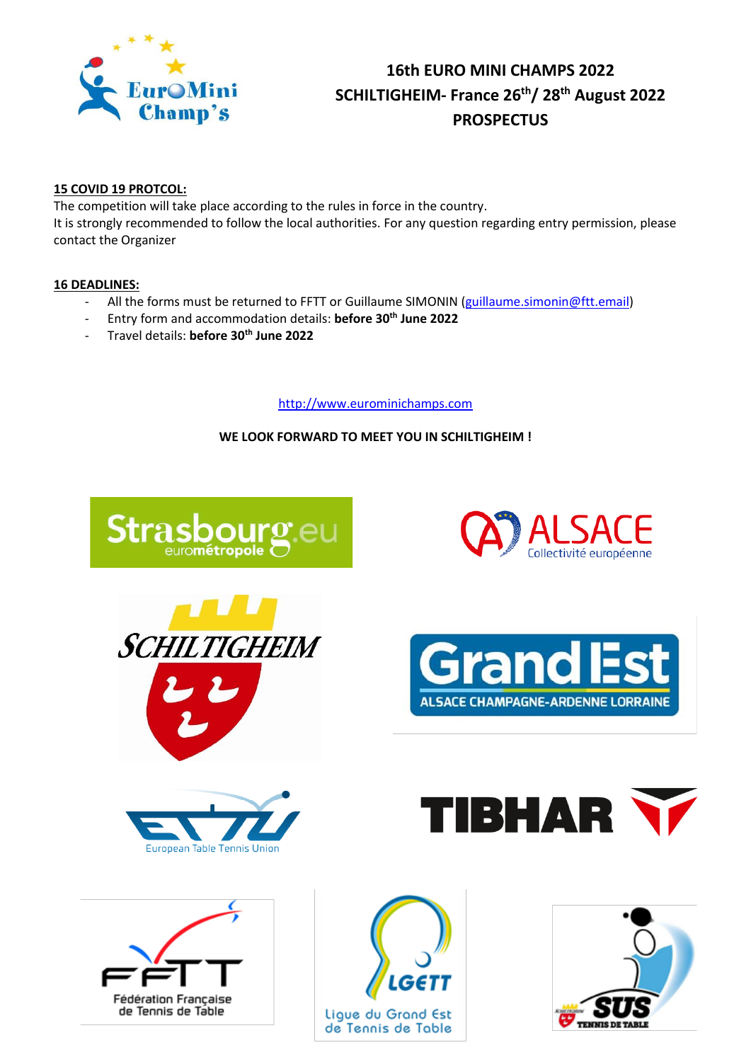**16th EURO MINI CHAMPS 2022**
**SCHILTIGHEIM- France 26th/ 28th August 2022**
**PROSPECTUS**

## 15 COVID 19 PROTCOL:

The competition will take place according to the rules in force in the country.
It is strongly recommended to follow the local authorities. For any question regarding entry permission, please contact the Organizer

## 16 DEADLINES:

- All the forms must be returned to FFTT or Guillaume SIMONIN (guillaume.simonin@ftt.email)
- Entry form and accommodation details: **before 30th June 2022**
- Travel details: **before 30th June 2022**

http://www.eurominichamps.com

**WE LOOK FORWARD TO MEET YOU IN SCHILTIGHEIM !**